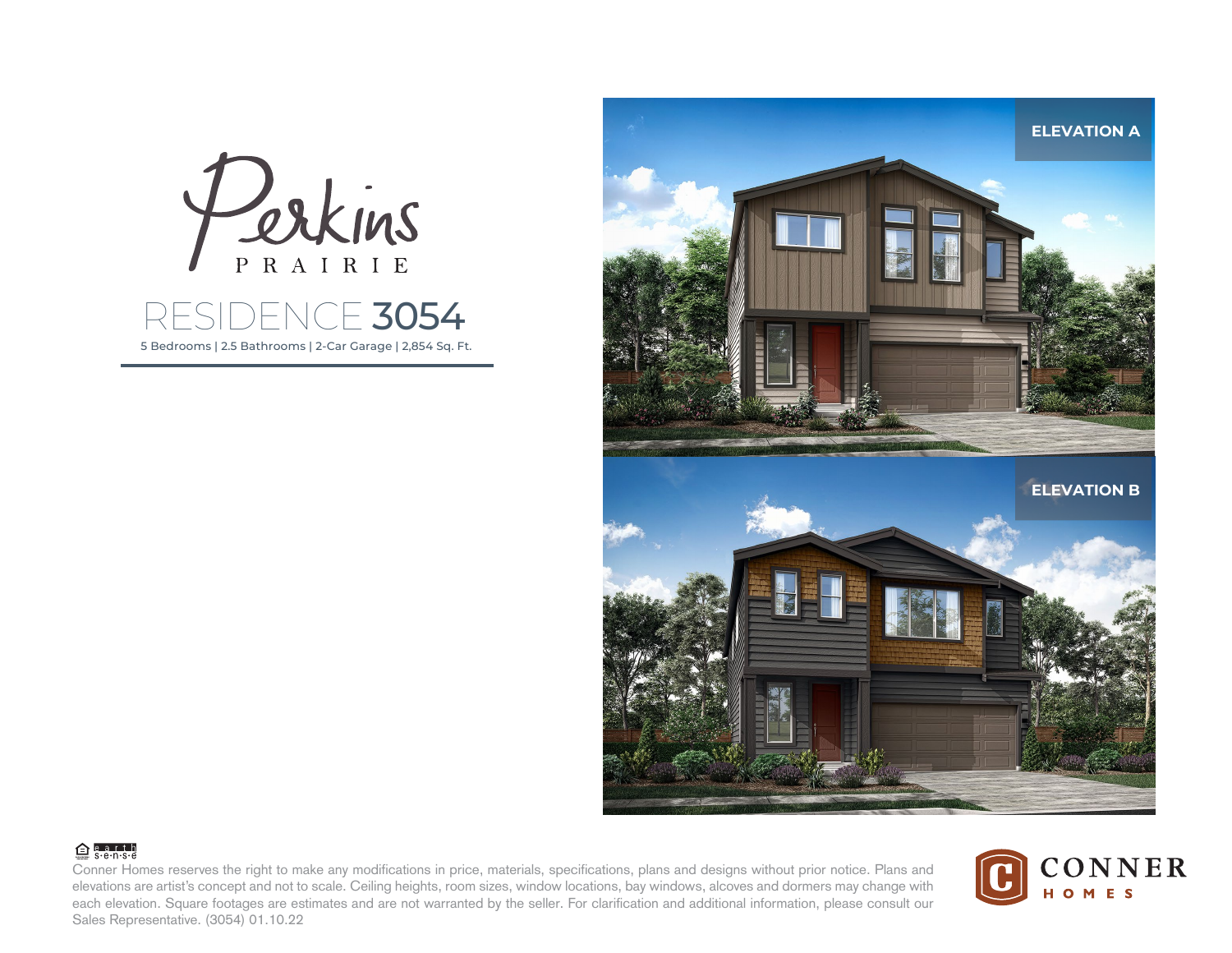# Perkins PRAIRIE

## RESIDENCE 3054

5 Bedrooms | 2.5 Bathrooms | 2-Car Garage | 2,854 Sq. Ft.

**ELEVATION A**

**ELEVATION B**

earth sense

Conner Homes reserves the right to make any modifications in price, materials, specifications, plans and designs without prior notice. Plans and elevations are artist's concept and not to scale. Ceiling heights, room sizes, window locations, bay windows, alcoves and dormers may change with each elevation. Square footages are estimates and are not warranted by the seller. For clarification and additional information, please consult our Sales Representative. (3054) 01.10.22

CONNER HOMES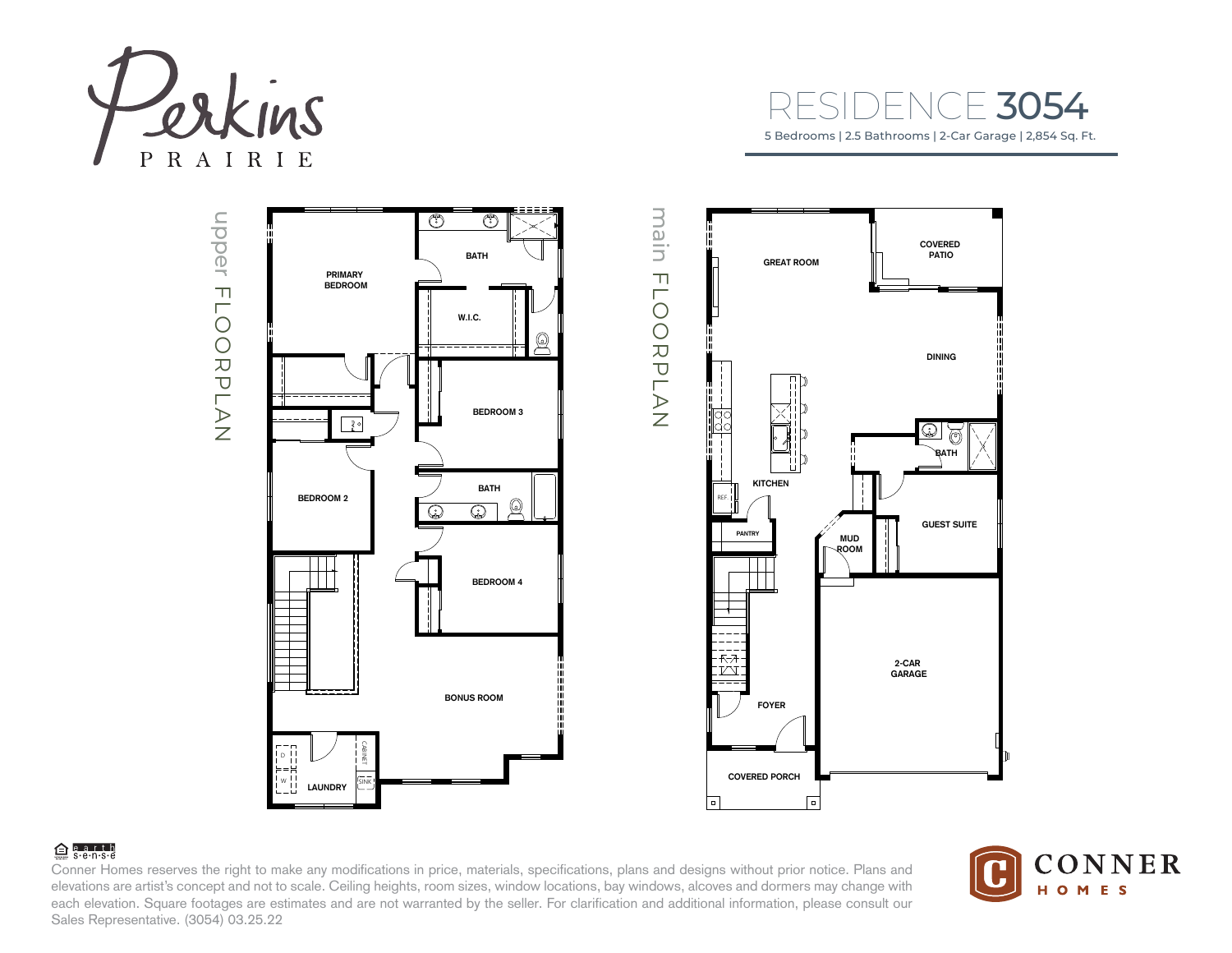Perkins PRAIRIE

# RESIDENCE 3054

5 Bedrooms | 2.5 Bathrooms | 2-Car Garage | 2,854 Sq. Ft.

upper FLOORPLAN

PRIMARY BEDROOM

BATH

W.I.C.

BEDROOM 3

BEDROOM 2

BATH

BEDROOM 4

BONUS ROOM

LAUNDRY

CABINET

SINK

main FLOORPLAN

GREAT ROOM

COVERED PATIO

DINING

KITCHEN

BATH

REF.

PANTRY

MUD ROOM

GUEST SUITE

2-CAR GARAGE

FOYER

COVERED PORCH

earth sense

Conner Homes reserves the right to make any modifications in price, materials, specifications, plans and designs without prior notice. Plans and elevations are artist's concept and not to scale. Ceiling heights, room sizes, window locations, bay windows, alcoves and dormers may change with each elevation. Square footages are estimates and are not warranted by the seller. For clarification and additional information, please consult our Sales Representative. (3054) 03.25.22

CONNER HOMES